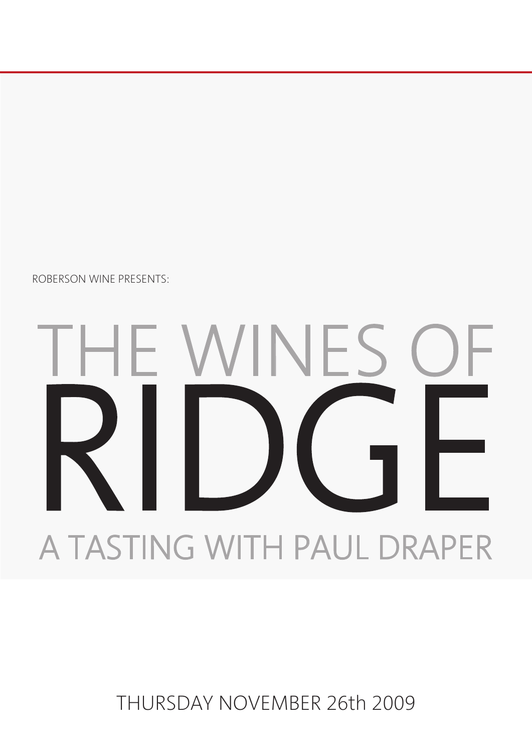ROBERSON WINE PRESENTS:

# THE WINES OF RIDGE

## A TASTING WITH PAUL DRAPER

THURSDAY NOVEMBER 26th 2009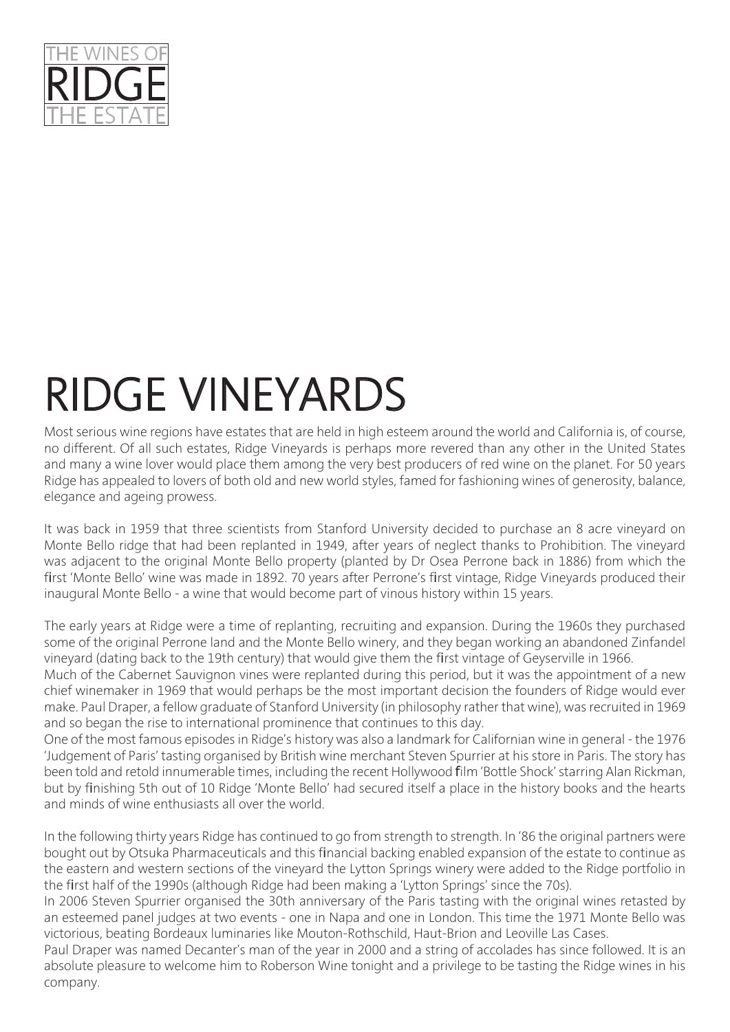THE WINES OF
RIDGE
THE ESTATE

# RIDGE VINEYARDS

Most serious wine regions have estates that are held in high esteem around the world and California is, of course, no different. Of all such estates, Ridge Vineyards is perhaps more revered than any other in the United States and many a wine lover would place them among the very best producers of red wine on the planet. For 50 years Ridge has appealed to lovers of both old and new world styles, famed for fashioning wines of generosity, balance, elegance and ageing prowess.

It was back in 1959 that three scientists from Stanford University decided to purchase an 8 acre vineyard on Monte Bello ridge that had been replanted in 1949, after years of neglect thanks to Prohibition. The vineyard was adjacent to the original Monte Bello property (planted by Dr Osea Perrone back in 1886) from which the first 'Monte Bello' wine was made in 1892. 70 years after Perrone's first vintage, Ridge Vineyards produced their inaugural Monte Bello - a wine that would become part of vinous history within 15 years.

The early years at Ridge were a time of replanting, recruiting and expansion. During the 1960s they purchased some of the original Perrone land and the Monte Bello winery, and they began working an abandoned Zinfandel vineyard (dating back to the 19th century) that would give them the first vintage of Geyserville in 1966.

Much of the Cabernet Sauvignon vines were replanted during this period, but it was the appointment of a new chief winemaker in 1969 that would perhaps be the most important decision the founders of Ridge would ever make. Paul Draper, a fellow graduate of Stanford University (in philosophy rather that wine), was recruited in 1969 and so began the rise to international prominence that continues to this day.

One of the most famous episodes in Ridge's history was also a landmark for Californian wine in general - the 1976 'Judgement of Paris' tasting organised by British wine merchant Steven Spurrier at his store in Paris. The story has been told and retold innumerable times, including the recent Hollywood film 'Bottle Shock' starring Alan Rickman, but by finishing 5th out of 10 Ridge 'Monte Bello' had secured itself a place in the history books and the hearts and minds of wine enthusiasts all over the world.

In the following thirty years Ridge has continued to go from strength to strength. In '86 the original partners were bought out by Otsuka Pharmaceuticals and this financial backing enabled expansion of the estate to continue as the eastern and western sections of the vineyard the Lytton Springs winery were added to the Ridge portfolio in the first half of the 1990s (although Ridge had been making a 'Lytton Springs' since the 70s).

In 2006 Steven Spurrier organised the 30th anniversary of the Paris tasting with the original wines retasted by an esteemed panel judges at two events - one in Napa and one in London. This time the 1971 Monte Bello was victorious, beating Bordeaux luminaries like Mouton-Rothschild, Haut-Brion and Leoville Las Cases.

Paul Draper was named Decanter's man of the year in 2000 and a string of accolades has since followed. It is an absolute pleasure to welcome him to Roberson Wine tonight and a privilege to be tasting the Ridge wines in his company.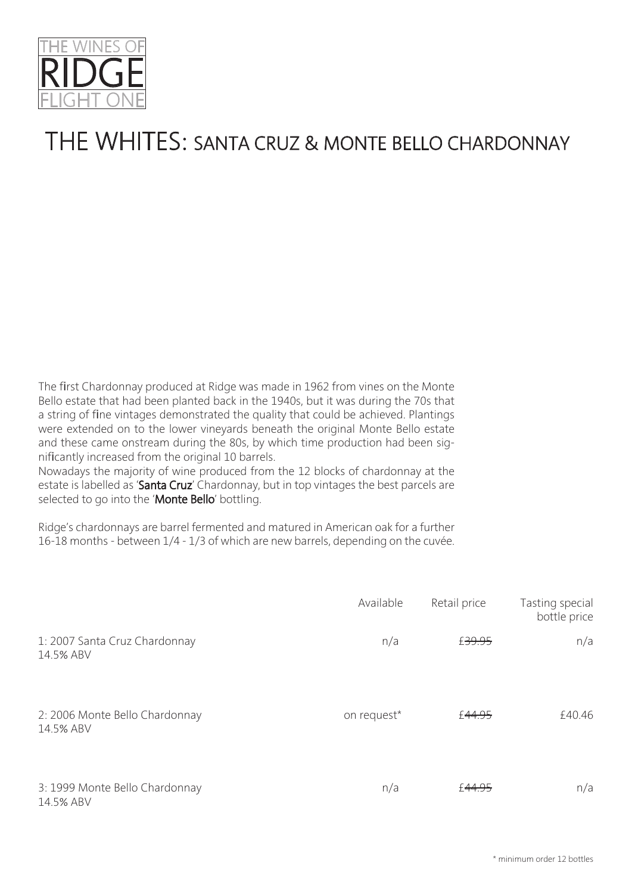THE WINES OF
RIDGE
FLIGHT ONE

# THE WHITES: SANTA CRUZ & MONTE BELLO CHARDONNAY

The first Chardonnay produced at Ridge was made in 1962 from vines on the Monte Bello estate that had been planted back in the 1940s, but it was during the 70s that a string of fine vintages demonstrated the quality that could be achieved. Plantings were extended on to the lower vineyards beneath the original Monte Bello estate and these came onstream during the 80s, by which time production had been significantly increased from the original 10 barrels.
Nowadays the majority of wine produced from the 12 blocks of chardonnay at the estate is labelled as '**Santa Cruz**' Chardonnay, but in top vintages the best parcels are selected to go into the '**Monte Bello**' bottling.

Ridge's chardonnays are barrel fermented and matured in American oak for a further 16-18 months - between 1/4 - 1/3 of which are new barrels, depending on the cuvée.

| | Available | Retail price | Tasting special bottle price |
|---|---|---|---|
| 1: 2007 Santa Cruz Chardonnay<br>14.5% ABV | n/a | ~~£39.95~~ | n/a |
| 2: 2006 Monte Bello Chardonnay<br>14.5% ABV | on request* | ~~£44.95~~ | £40.46 |
| 3: 1999 Monte Bello Chardonnay<br>14.5% ABV | n/a | ~~£44.95~~ | n/a |

\* minimum order 12 bottles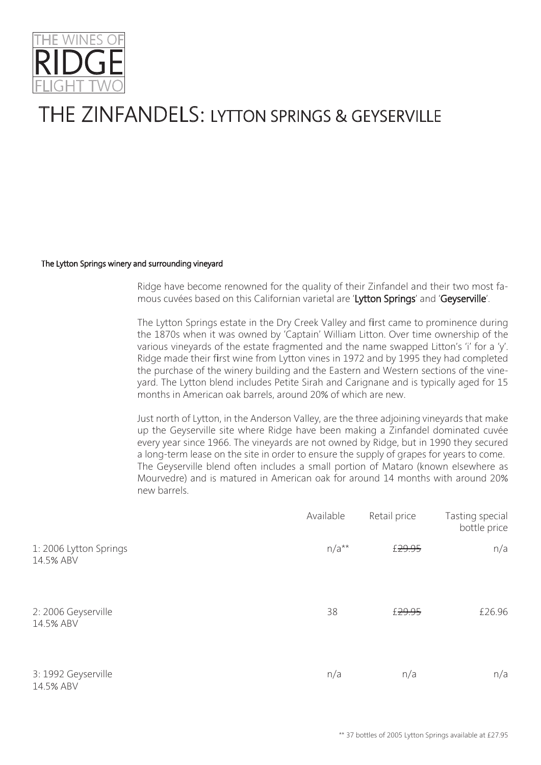THE WINES OF
RIDGE
FLIGHT TWO

# THE ZINFANDELS: LYTTON SPRINGS & GEYSERVILLE

**The Lytton Springs winery and surrounding vineyard**

Ridge have become renowned for the quality of their Zinfandel and their two most famous cuvées based on this Californian varietal are '**Lytton Springs**' and '**Geyserville**'.

The Lytton Springs estate in the Dry Creek Valley and first came to prominence during the 1870s when it was owned by 'Captain' William Litton. Over time ownership of the various vineyards of the estate fragmented and the name swapped Litton's 'i' for a 'y'. Ridge made their first wine from Lytton vines in 1972 and by 1995 they had completed the purchase of the winery building and the Eastern and Western sections of the vineyard. The Lytton blend includes Petite Sirah and Carignane and is typically aged for 15 months in American oak barrels, around 20% of which are new.

Just north of Lytton, in the Anderson Valley, are the three adjoining vineyards that make up the Geyserville site where Ridge have been making a Zinfandel dominated cuvée every year since 1966. The vineyards are not owned by Ridge, but in 1990 they secured a long-term lease on the site in order to ensure the supply of grapes for years to come. The Geyserville blend often includes a small portion of Mataro (known elsewhere as Mourvedre) and is matured in American oak for around 14 months with around 20% new barrels.

| | Available | Retail price | Tasting special bottle price |
|---|---|---|---|
| 1: 2006 Lytton Springs<br>14.5% ABV | n/a** | ~~£29.95~~ | n/a |
| 2: 2006 Geyserville<br>14.5% ABV | 38 | ~~£29.95~~ | £26.96 |
| 3: 1992 Geyserville<br>14.5% ABV | n/a | n/a | n/a |

** 37 bottles of 2005 Lytton Springs available at £27.95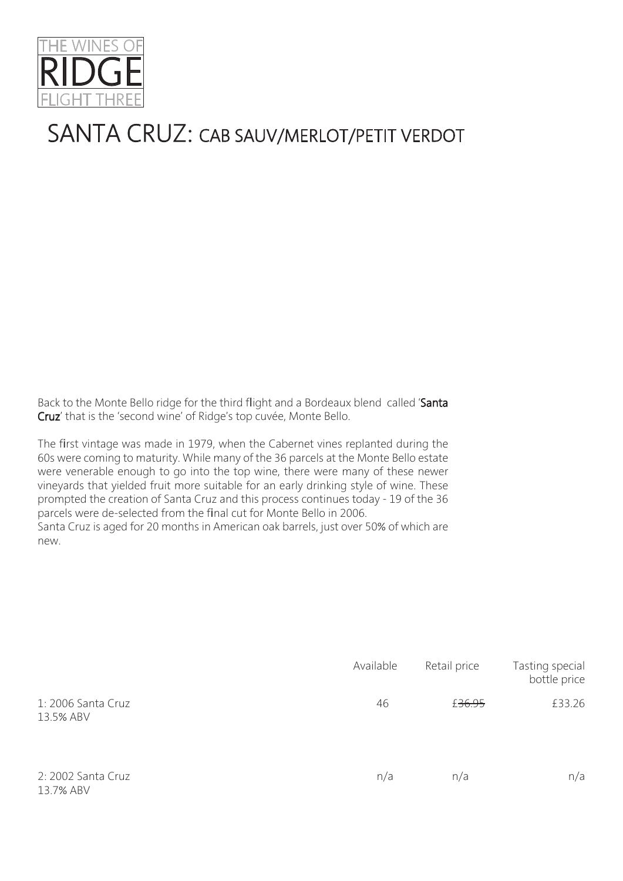THE WINES OF
# RIDGE
FLIGHT THREE

# SANTA CRUZ: CAB SAUV/MERLOT/PETIT VERDOT

Back to the Monte Bello ridge for the third flight and a Bordeaux blend called '**Santa Cruz**' that is the 'second wine' of Ridge's top cuvée, Monte Bello.

The first vintage was made in 1979, when the Cabernet vines replanted during the 60s were coming to maturity. While many of the 36 parcels at the Monte Bello estate were venerable enough to go into the top wine, there were many of these newer vineyards that yielded fruit more suitable for an early drinking style of wine. These prompted the creation of Santa Cruz and this process continues today - 19 of the 36 parcels were de-selected from the final cut for Monte Bello in 2006.
Santa Cruz is aged for 20 months in American oak barrels, just over 50% of which are new.

| | Available | Retail price | Tasting special bottle price |
|---|---|---|---|
| 1: 2006 Santa Cruz<br>13.5% ABV | 46 | ~~£36.95~~ | £33.26 |
| 2: 2002 Santa Cruz<br>13.7% ABV | n/a | n/a | n/a |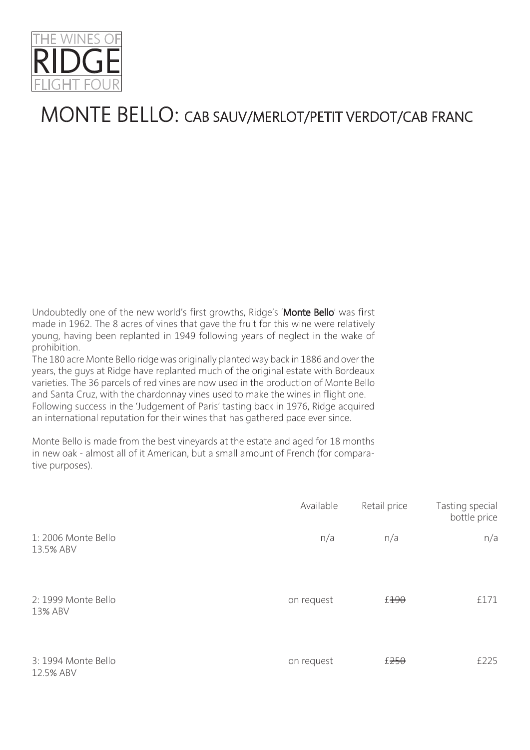THE WINES OF
RIDGE
FLIGHT FOUR

# MONTE BELLO: CAB SAUV/MERLOT/PETIT VERDOT/CAB FRANC

Undoubtedly one of the new world's first growths, Ridge's '**Monte Bello**' was first made in 1962. The 8 acres of vines that gave the fruit for this wine were relatively young, having been replanted in 1949 following years of neglect in the wake of prohibition.
The 180 acre Monte Bello ridge was originally planted way back in 1886 and over the years, the guys at Ridge have replanted much of the original estate with Bordeaux varieties. The 36 parcels of red vines are now used in the production of Monte Bello and Santa Cruz, with the chardonnay vines used to make the wines in flight one.
Following success in the 'Judgement of Paris' tasting back in 1976, Ridge acquired an international reputation for their wines that has gathered pace ever since.

Monte Bello is made from the best vineyards at the estate and aged for 18 months in new oak - almost all of it American, but a small amount of French (for comparative purposes).

| | Available | Retail price | Tasting special bottle price |
|---|---|---|---|
| 1: 2006 Monte Bello<br>13.5% ABV | n/a | n/a | n/a |
| 2: 1999 Monte Bello<br>13% ABV | on request | ~~£190~~ | £171 |
| 3: 1994 Monte Bello<br>12.5% ABV | on request | ~~£250~~ | £225 |